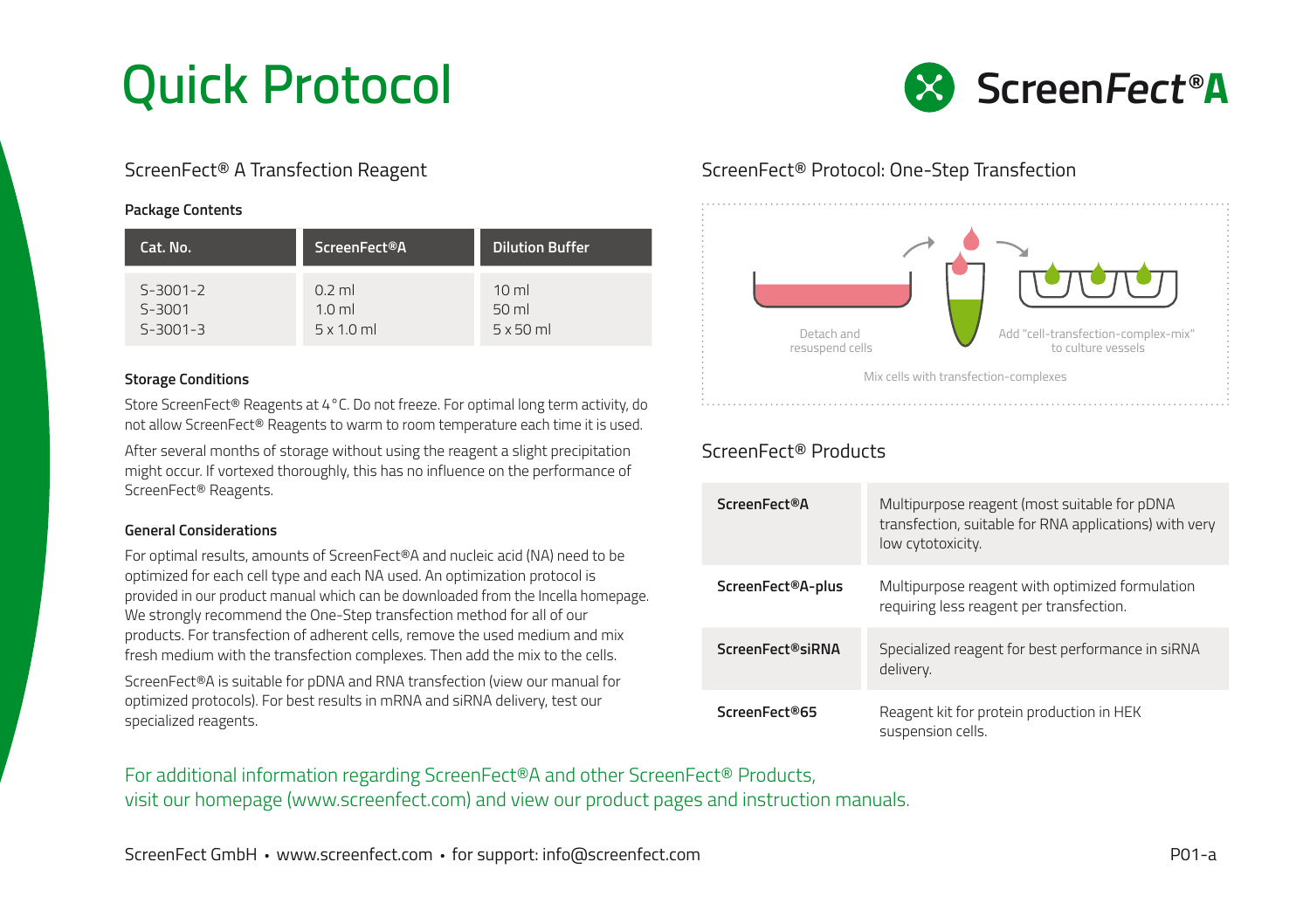# Quick Protocol

ScreenFect®A

## ScreenFect® A Transfection Reagent

### Package Contents

| Cat. No. | ScreenFect®A | Dilution Buffer |
|---|---|---|
| S-3001-2 | 0.2 ml | 10 ml |
| S-3001 | 1.0 ml | 50 ml |
| S-3001-3 | 5 x 1.0 ml | 5 x 50 ml |

### Storage Conditions

Store ScreenFect® Reagents at 4 °C. Do not freeze. For optimal long term activity, do not allow ScreenFect® Reagents to warm to room temperature each time it is used.

After several months of storage without using the reagent a slight precipitation might occur. If vortexed thoroughly, this has no influence on the performance of ScreenFect® Reagents.

### General Considerations

For optimal results, amounts of ScreenFect®A and nucleic acid (NA) need to be optimized for each cell type and each NA used. An optimization protocol is provided in our product manual which can be downloaded from the Incella homepage. We strongly recommend the One-Step transfection method for all of our products. For transfection of adherent cells, remove the used medium and mix fresh medium with the transfection complexes. Then add the mix to the cells.

ScreenFect®A is suitable for pDNA and RNA transfection (view our manual for optimized protocols). For best results in mRNA and siRNA delivery, test our specialized reagents.

## ScreenFect® Protocol: One-Step Transfection

Detach and resuspend cells

Add "cell-transfection-complex-mix" to culture vessels

Mix cells with transfection-complexes

## ScreenFect® Products

| | |
|---|---|
| **ScreenFect®A** | Multipurpose reagent (most suitable for pDNA transfection, suitable for RNA applications) with very low cytotoxicity. |
| **ScreenFect®A-plus** | Multipurpose reagent with optimized formulation requiring less reagent per transfection. |
| **ScreenFect®siRNA** | Specialized reagent for best performance in siRNA delivery. |
| **ScreenFect®65** | Reagent kit for protein production in HEK suspension cells. |

For additional information regarding ScreenFect®A and other ScreenFect® Products, visit our homepage (www.screenfect.com) and view our product pages and instruction manuals.

ScreenFect GmbH • www.screenfect.com • for support: info@screenfect.com

P01-a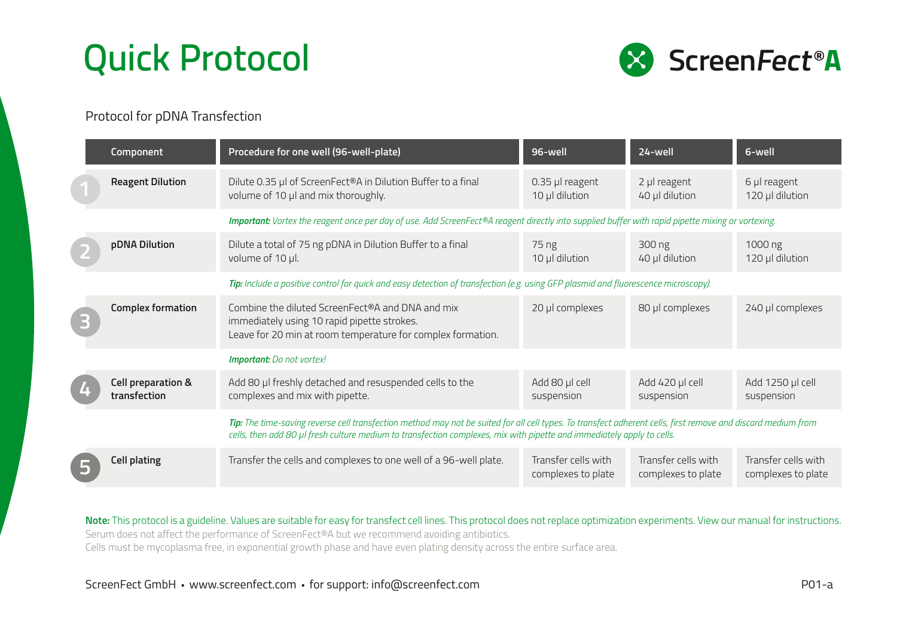# Quick Protocol

**ScreenFect®A**

Protocol for pDNA Transfection

| | Component | Procedure for one well (96-well-plate) | 96-well | 24-well | 6-well |
|---|---|---|---|---|---|
| 1 | **Reagent Dilution** | Dilute 0.35 µl of ScreenFect®A in Dilution Buffer to a final volume of 10 µl and mix thoroughly. | 0.35 µl reagent<br>10 µl dilution | 2 µl reagent<br>40 µl dilution | 6 µl reagent<br>120 µl dilution |
| | | ***Important:*** *Vortex the reagent once per day of use. Add ScreenFect®A reagent directly into supplied buffer with rapid pipette mixing or vortexing.* | | | |
| 2 | **pDNA Dilution** | Dilute a total of 75 ng pDNA in Dilution Buffer to a final volume of 10 µl. | 75 ng<br>10 µl dilution | 300 ng<br>40 µl dilution | 1000 ng<br>120 µl dilution |
| | | ***Tip:*** *Include a positive control for quick and easy detection of transfection (e.g. using GFP plasmid and fluorescence microscopy).* | | | |
| 3 | **Complex formation** | Combine the diluted ScreenFect®A and DNA and mix immediately using 10 rapid pipette strokes.<br>Leave for 20 min at room temperature for complex formation. | 20 µl complexes | 80 µl complexes | 240 µl complexes |
| | | ***Important:*** *Do not vortex!* | | | |
| 4 | **Cell preparation & transfection** | Add 80 µl freshly detached and resuspended cells to the complexes and mix with pipette. | Add 80 µl cell suspension | Add 420 µl cell suspension | Add 1250 µl cell suspension |
| | | ***Tip:*** *The time-saving reverse cell transfection method may not be suited for all cell types. To transfect adherent cells, first remove and discard medium from cells, then add 80 µl fresh culture medium to transfection complexes, mix with pipette and immediately apply to cells.* | | | |
| 5 | **Cell plating** | Transfer the cells and complexes to one well of a 96-well plate. | Transfer cells with complexes to plate | Transfer cells with complexes to plate | Transfer cells with complexes to plate |

**Note:** This protocol is a guideline. Values are suitable for easy for transfect cell lines. This protocol does not replace optimization experiments. View our manual for instructions.

Serum does not affect the performance of ScreenFect®A but we recommend avoiding antibiotics.

Cells must be mycoplasma free, in exponential growth phase and have even plating density across the entire surface area.

ScreenFect GmbH • www.screenfect.com • for support: info@screenfect.com

P01-a